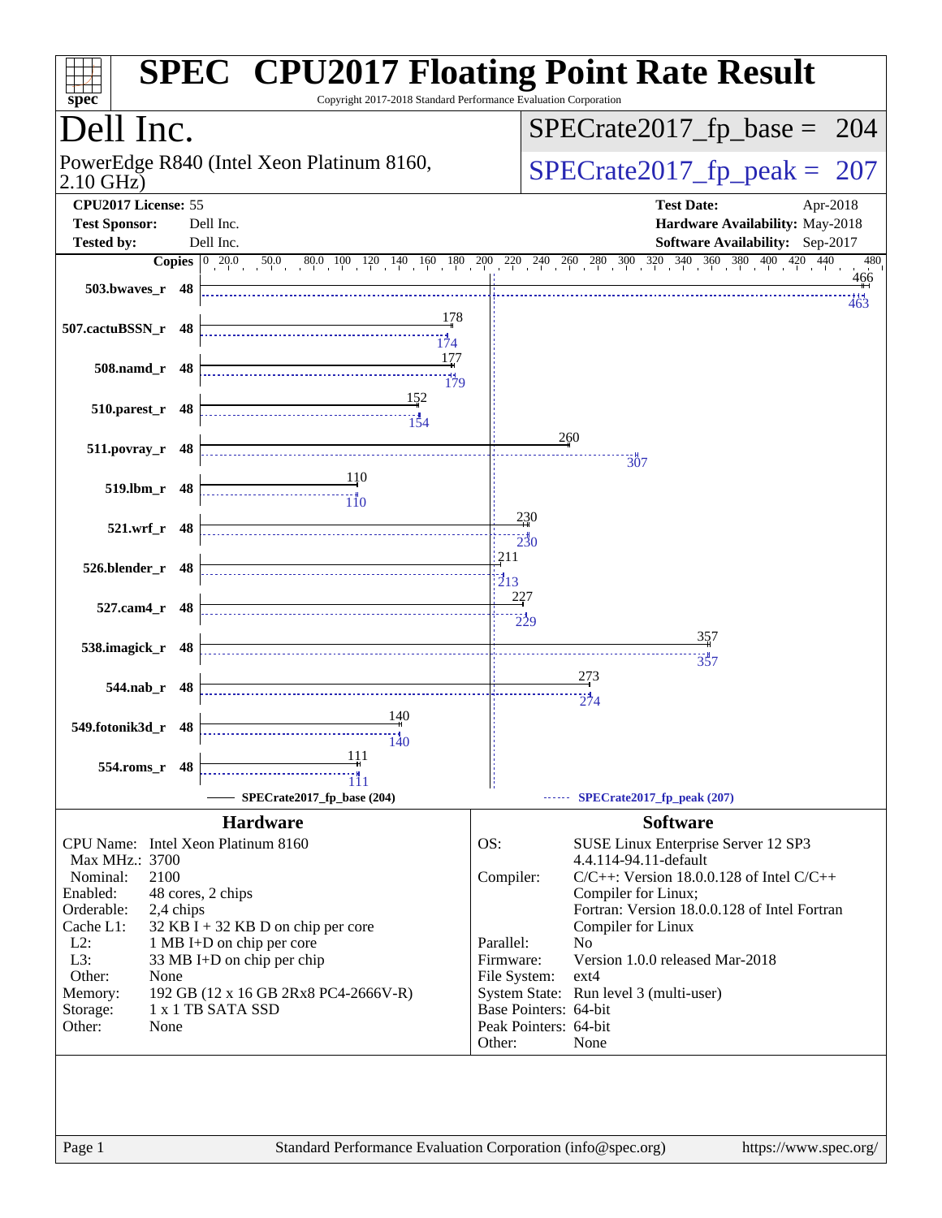# SPEC CPU2017 Floating Point Rate Result

Copyright 2017-2018 Standard Performance Evaluation Corporation

## Dell Inc.

PowerEdge R840 (Intel Xeon Platinum 8160, 2.10 GHz)

SPECrate2017_fp_base = 204

SPECrate2017_fp_peak = 207

**CPU2017 License:** 55
**Test Sponsor:** Dell Inc.
**Tested by:** Dell Inc.

**Test Date:** Apr-2018
**Hardware Availability:** May-2018
**Software Availability:** Sep-2017

| Benchmark | Copies | Base | Peak |
|---|---|---|---|
| 503.bwaves_r | 48 | 466 | 463 |
| 507.cactuBSSN_r | 48 | 178 | 174 |
| 508.namd_r | 48 | 177 | 179 |
| 510.parest_r | 48 | 152 | 154 |
| 511.povray_r | 48 | 260 | 307 |
| 519.lbm_r | 48 | 110 | 110 |
| 521.wrf_r | 48 | 230 | 230 |
| 526.blender_r | 48 | 211 | 213 |
| 527.cam4_r | 48 | 227 | 229 |
| 538.imagick_r | 48 | 357 | 357 |
| 544.nab_r | 48 | 273 | 274 |
| 549.fotonik3d_r | 48 | 140 | 140 |
| 554.roms_r | 48 | 111 | 111 |

SPECrate2017_fp_base (204)

SPECrate2017_fp_peak (207)

### Hardware

| | |
|---|---|
| CPU Name: | Intel Xeon Platinum 8160 |
| Max MHz.: | 3700 |
| Nominal: | 2100 |
| Enabled: | 48 cores, 2 chips |
| Orderable: | 2,4 chips |
| Cache L1: | 32 KB I + 32 KB D on chip per core |
| L2: | 1 MB I+D on chip per core |
| L3: | 33 MB I+D on chip per chip |
| Other: | None |
| Memory: | 192 GB (12 x 16 GB 2Rx8 PC4-2666V-R) |
| Storage: | 1 x 1 TB SATA SSD |
| Other: | None |

### Software

| | |
|---|---|
| OS: | SUSE Linux Enterprise Server 12 SP3 4.4.114-94.11-default |
| Compiler: | C/C++: Version 18.0.0.128 of Intel C/C++ Compiler for Linux; Fortran: Version 18.0.0.128 of Intel Fortran Compiler for Linux |
| Parallel: | No |
| Firmware: | Version 1.0.0 released Mar-2018 |
| File System: | ext4 |
| System State: | Run level 3 (multi-user) |
| Base Pointers: | 64-bit |
| Peak Pointers: | 64-bit |
| Other: | None |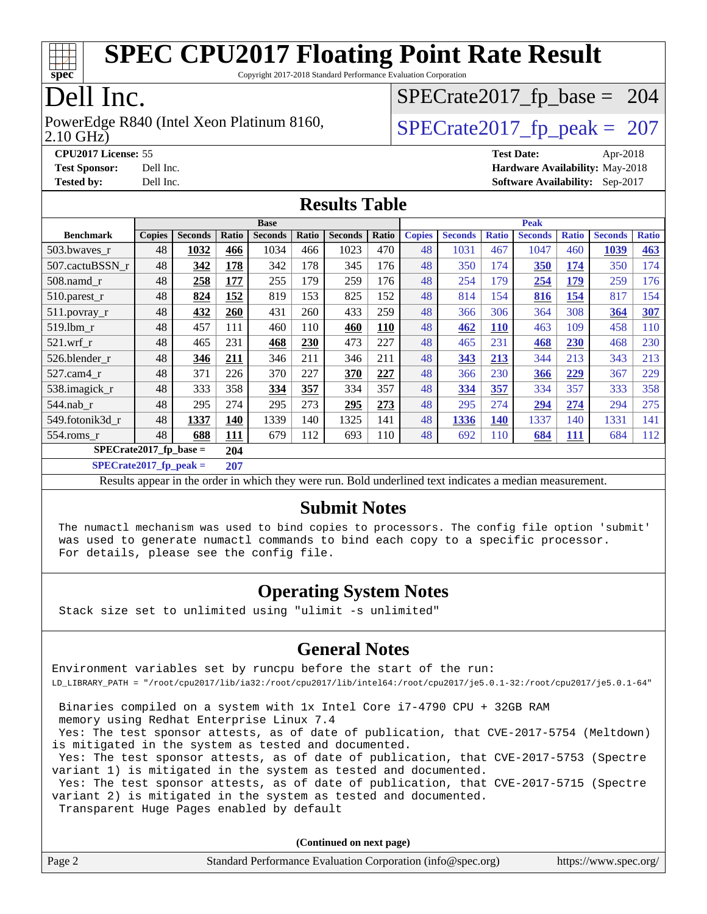# SPEC CPU2017 Floating Point Rate Result

Copyright 2017-2018 Standard Performance Evaluation Corporation

# Dell Inc.

PowerEdge R840 (Intel Xeon Platinum 8160, 2.10 GHz)

SPECrate2017_fp_base = 204

SPECrate2017_fp_peak = 207

**CPU2017 License:** 55
**Test Sponsor:** Dell Inc.
**Tested by:** Dell Inc.

**Test Date:** Apr-2018
**Hardware Availability:** May-2018
**Software Availability:** Sep-2017

## Results Table

| Benchmark | Base | | | | | | | Peak | | | | | | |
|---|---|---|---|---|---|---|---|---|---|---|---|---|---|---|
| | Copies | Seconds | Ratio | Seconds | Ratio | Seconds | Ratio | Copies | Seconds | Ratio | Seconds | Ratio | Seconds | Ratio |
| 503.bwaves_r | 48 | **1032** | **466** | 1034 | 466 | 1023 | 470 | 48 | 1031 | 467 | 1047 | 460 | **1039** | **463** |
| 507.cactuBSSN_r | 48 | **342** | **178** | 342 | 178 | 345 | 176 | 48 | 350 | 174 | **350** | **174** | 350 | 174 |
| 508.namd_r | 48 | **258** | **177** | 255 | 179 | 259 | 176 | 48 | 254 | 179 | **254** | **179** | 259 | 176 |
| 510.parest_r | 48 | **824** | **152** | 819 | 153 | 825 | 152 | 48 | 814 | 154 | **816** | **154** | 817 | 154 |
| 511.povray_r | 48 | **432** | **260** | 431 | 260 | 433 | 259 | 48 | 366 | 306 | 364 | 308 | **364** | **307** |
| 519.lbm_r | 48 | 457 | 111 | 460 | 110 | **460** | **110** | 48 | **462** | **110** | 463 | 109 | 458 | 110 |
| 521.wrf_r | 48 | 465 | 231 | **468** | **230** | 473 | 227 | 48 | 465 | 231 | **468** | **230** | 468 | 230 |
| 526.blender_r | 48 | **346** | **211** | 346 | 211 | 346 | 211 | 48 | **343** | **213** | 344 | 213 | 343 | 213 |
| 527.cam4_r | 48 | 371 | 226 | 370 | 227 | **370** | **227** | 48 | 366 | 230 | **366** | **229** | 367 | 229 |
| 538.imagick_r | 48 | 333 | 358 | **334** | **357** | 334 | 357 | 48 | **334** | **357** | 334 | 357 | 333 | 358 |
| 544.nab_r | 48 | 295 | 274 | 295 | 273 | **295** | **273** | 48 | 295 | 274 | **294** | **274** | 294 | 275 |
| 549.fotonik3d_r | 48 | **1337** | **140** | 1339 | 140 | 1325 | 141 | 48 | **1336** | **140** | 1337 | 140 | 1331 | 141 |
| 554.roms_r | 48 | **688** | **111** | 679 | 112 | 693 | 110 | 48 | 692 | 110 | **684** | **111** | 684 | 112 |

**SPECrate2017_fp_base = 204**

**SPECrate2017_fp_peak = 207**

Results appear in the order in which they were run. Bold underlined text indicates a median measurement.

## Submit Notes

```
The numactl mechanism was used to bind copies to processors. The config file option 'submit'
was used to generate numactl commands to bind each copy to a specific processor.
For details, please see the config file.
```

## Operating System Notes

```
Stack size set to unlimited using "ulimit -s unlimited"
```

## General Notes

```
Environment variables set by runcpu before the start of the run:
LD_LIBRARY_PATH = "/root/cpu2017/lib/ia32:/root/cpu2017/lib/intel64:/root/cpu2017/je5.0.1-32:/root/cpu2017/je5.0.1-64"

 Binaries compiled on a system with 1x Intel Core i7-4790 CPU + 32GB RAM
 memory using Redhat Enterprise Linux 7.4
 Yes: The test sponsor attests, as of date of publication, that CVE-2017-5754 (Meltdown)
is mitigated in the system as tested and documented.
 Yes: The test sponsor attests, as of date of publication, that CVE-2017-5753 (Spectre
variant 1) is mitigated in the system as tested and documented.
 Yes: The test sponsor attests, as of date of publication, that CVE-2017-5715 (Spectre
variant 2) is mitigated in the system as tested and documented.
 Transparent Huge Pages enabled by default
```

**(Continued on next page)**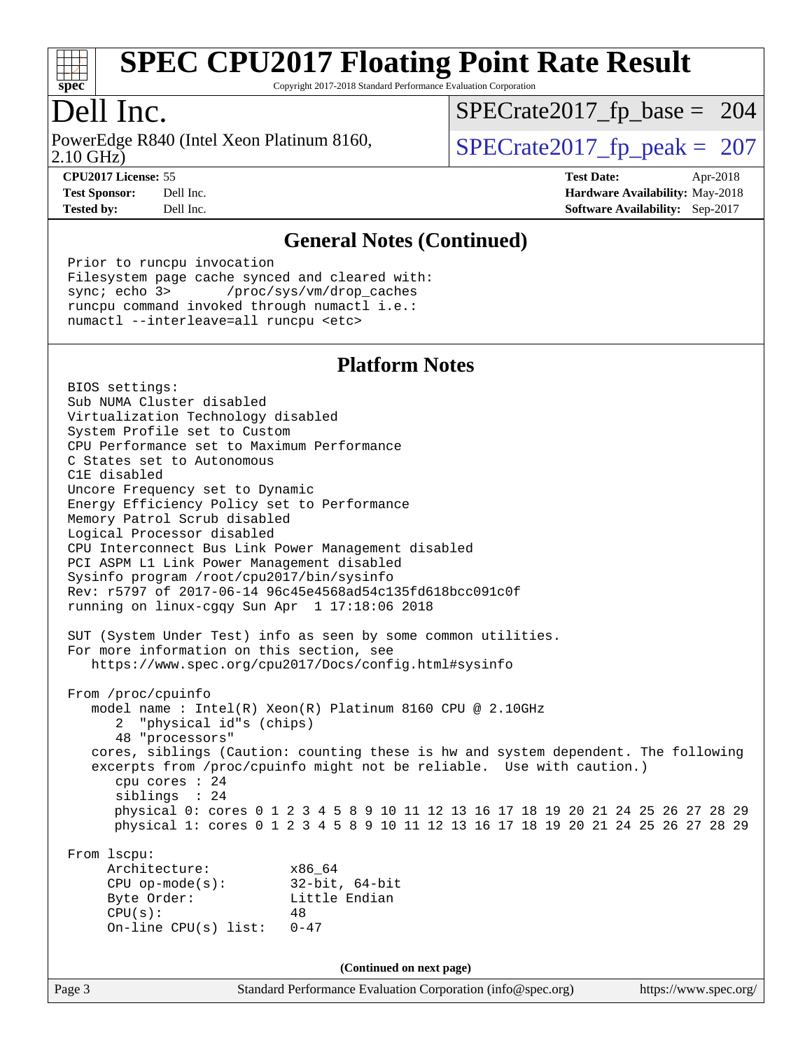# SPEC CPU2017 Floating Point Rate Result

Copyright 2017-2018 Standard Performance Evaluation Corporation

# Dell Inc.

PowerEdge R840 (Intel Xeon Platinum 8160, 2.10 GHz)

SPECrate2017_fp_base = 204

SPECrate2017_fp_peak = 207

**CPU2017 License:** 55
**Test Sponsor:** Dell Inc.
**Tested by:** Dell Inc.

**Test Date:** Apr-2018
**Hardware Availability:** May-2018
**Software Availability:** Sep-2017

## General Notes (Continued)

```
Prior to runcpu invocation
Filesystem page cache synced and cleared with:
sync; echo 3>       /proc/sys/vm/drop_caches
runcpu command invoked through numactl i.e.:
numactl --interleave=all runcpu <etc>
```

## Platform Notes

```
BIOS settings:
Sub NUMA Cluster disabled
Virtualization Technology disabled
System Profile set to Custom
CPU Performance set to Maximum Performance
C States set to Autonomous
C1E disabled
Uncore Frequency set to Dynamic
Energy Efficiency Policy set to Performance
Memory Patrol Scrub disabled
Logical Processor disabled
CPU Interconnect Bus Link Power Management disabled
PCI ASPM L1 Link Power Management disabled
Sysinfo program /root/cpu2017/bin/sysinfo
Rev: r5797 of 2017-06-14 96c45e4568ad54c135fd618bcc091c0f
running on linux-cgqy Sun Apr  1 17:18:06 2018

SUT (System Under Test) info as seen by some common utilities.
For more information on this section, see
   https://www.spec.org/cpu2017/Docs/config.html#sysinfo

From /proc/cpuinfo
   model name : Intel(R) Xeon(R) Platinum 8160 CPU @ 2.10GHz
      2  "physical id"s (chips)
      48 "processors"
   cores, siblings (Caution: counting these is hw and system dependent. The following
   excerpts from /proc/cpuinfo might not be reliable.  Use with caution.)
      cpu cores : 24
      siblings  : 24
      physical 0: cores 0 1 2 3 4 5 8 9 10 11 12 13 16 17 18 19 20 21 24 25 26 27 28 29
      physical 1: cores 0 1 2 3 4 5 8 9 10 11 12 13 16 17 18 19 20 21 24 25 26 27 28 29

From lscpu:
     Architecture:          x86_64
     CPU op-mode(s):        32-bit, 64-bit
     Byte Order:            Little Endian
     CPU(s):                48
     On-line CPU(s) list:   0-47
```

(Continued on next page)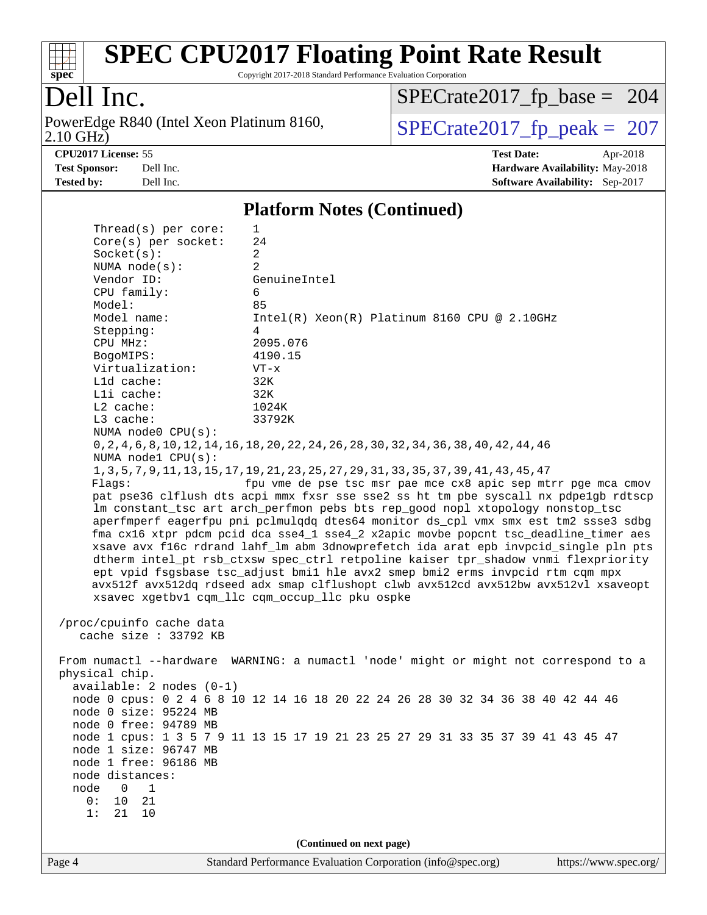## Platform Notes (Continued)

```
     Thread(s) per core:    1
     Core(s) per socket:    24
     Socket(s):             2
     NUMA node(s):          2
     Vendor ID:             GenuineIntel
     CPU family:            6
     Model:                 85
     Model name:            Intel(R) Xeon(R) Platinum 8160 CPU @ 2.10GHz
     Stepping:              4
     CPU MHz:               2095.076
     BogoMIPS:              4190.15
     Virtualization:        VT-x
     L1d cache:             32K
     L1i cache:             32K
     L2 cache:              1024K
     L3 cache:              33792K
     NUMA node0 CPU(s):
     0,2,4,6,8,10,12,14,16,18,20,22,24,26,28,30,32,34,36,38,40,42,44,46
     NUMA node1 CPU(s):
     1,3,5,7,9,11,13,15,17,19,21,23,25,27,29,31,33,35,37,39,41,43,45,47
     Flags:                 fpu vme de pse tsc msr pae mce cx8 apic sep mtrr pge mca cmov
     pat pse36 clflush dts acpi mmx fxsr sse sse2 ss ht tm pbe syscall nx pdpe1gb rdtscp
     lm constant_tsc art arch_perfmon pebs bts rep_good nopl xtopology nonstop_tsc
     aperfmperf eagerfpu pni pclmulqdq dtes64 monitor ds_cpl vmx smx est tm2 ssse3 sdbg
     fma cx16 xtpr pdcm pcid dca sse4_1 sse4_2 x2apic movbe popcnt tsc_deadline_timer aes
     xsave avx f16c rdrand lahf_lm abm 3dnowprefetch ida arat epb invpcid_single pln pts
     dtherm intel_pt rsb_ctxsw spec_ctrl retpoline kaiser tpr_shadow vnmi flexpriority
     ept vpid fsgsbase tsc_adjust bmi1 hle avx2 smep bmi2 erms invpcid rtm cqm mpx
     avx512f avx512dq rdseed adx smap clflushopt clwb avx512cd avx512bw avx512vl xsaveopt
     xsavec xgetbv1 cqm_llc cqm_occup_llc pku ospke

 /proc/cpuinfo cache data
    cache size : 33792 KB

 From numactl --hardware  WARNING: a numactl 'node' might or might not correspond to a
 physical chip.
   available: 2 nodes (0-1)
   node 0 cpus: 0 2 4 6 8 10 12 14 16 18 20 22 24 26 28 30 32 34 36 38 40 42 44 46
   node 0 size: 95224 MB
   node 0 free: 94789 MB
   node 1 cpus: 1 3 5 7 9 11 13 15 17 19 21 23 25 27 29 31 33 35 37 39 41 43 45 47
   node 1 size: 96747 MB
   node 1 free: 96186 MB
   node distances:
   node   0   1
     0:  10  21
     1:  21  10
```

(Continued on next page)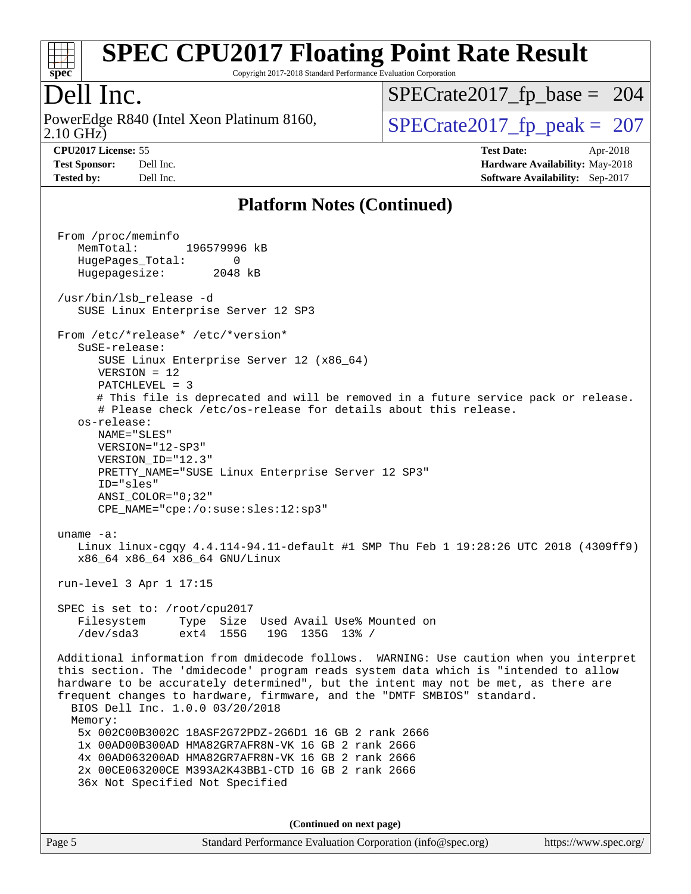# SPEC CPU2017 Floating Point Rate Result

Copyright 2017-2018 Standard Performance Evaluation Corporation

## Dell Inc.

PowerEdge R840 (Intel Xeon Platinum 8160, 2.10 GHz)

SPECrate2017_fp_base = 204

SPECrate2017_fp_peak = 207

**CPU2017 License:** 55
**Test Sponsor:** Dell Inc.
**Tested by:** Dell Inc.

**Test Date:** Apr-2018
**Hardware Availability:** May-2018
**Software Availability:** Sep-2017

### Platform Notes (Continued)

```
From /proc/meminfo
   MemTotal:       196579996 kB
   HugePages_Total:       0
   Hugepagesize:       2048 kB

/usr/bin/lsb_release -d
   SUSE Linux Enterprise Server 12 SP3

From /etc/*release* /etc/*version*
   SuSE-release:
      SUSE Linux Enterprise Server 12 (x86_64)
      VERSION = 12
      PATCHLEVEL = 3
      # This file is deprecated and will be removed in a future service pack or release.
      # Please check /etc/os-release for details about this release.
   os-release:
      NAME="SLES"
      VERSION="12-SP3"
      VERSION_ID="12.3"
      PRETTY_NAME="SUSE Linux Enterprise Server 12 SP3"
      ID="sles"
      ANSI_COLOR="0;32"
      CPE_NAME="cpe:/o:suse:sles:12:sp3"

uname -a:
   Linux linux-cgqy 4.4.114-94.11-default #1 SMP Thu Feb 1 19:28:26 UTC 2018 (4309ff9)
   x86_64 x86_64 x86_64 GNU/Linux

run-level 3 Apr 1 17:15

SPEC is set to: /root/cpu2017
   Filesystem     Type  Size  Used Avail Use% Mounted on
   /dev/sda3      ext4  155G   19G  135G  13% /

Additional information from dmidecode follows.  WARNING: Use caution when you interpret
this section. The 'dmidecode' program reads system data which is "intended to allow
hardware to be accurately determined", but the intent may not be met, as there are
frequent changes to hardware, firmware, and the "DMTF SMBIOS" standard.
  BIOS Dell Inc. 1.0.0 03/20/2018
  Memory:
   5x 002C00B3002C 18ASF2G72PDZ-2G6D1 16 GB 2 rank 2666
   1x 00AD00B300AD HMA82GR7AFR8N-VK 16 GB 2 rank 2666
   4x 00AD063200AD HMA82GR7AFR8N-VK 16 GB 2 rank 2666
   2x 00CE063200CE M393A2K43BB1-CTD 16 GB 2 rank 2666
   36x Not Specified Not Specified
```

(Continued on next page)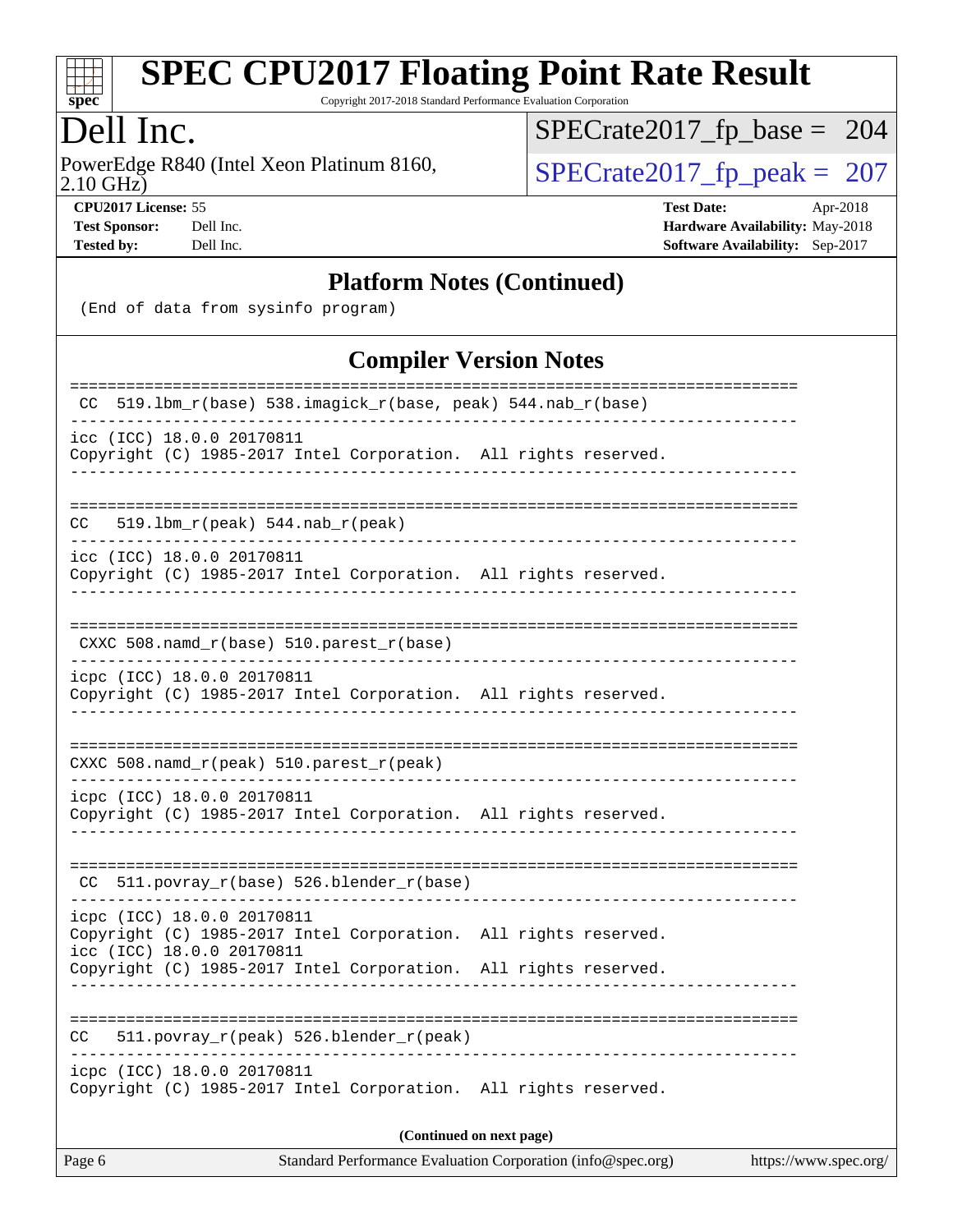## Platform Notes (Continued)

```
(End of data from sysinfo program)
```

## Compiler Version Notes

```
==============================================================================
 CC  519.lbm_r(base) 538.imagick_r(base, peak) 544.nab_r(base)
------------------------------------------------------------------------------
icc (ICC) 18.0.0 20170811
Copyright (C) 1985-2017 Intel Corporation.  All rights reserved.
------------------------------------------------------------------------------

==============================================================================
CC   519.lbm_r(peak) 544.nab_r(peak)
------------------------------------------------------------------------------
icc (ICC) 18.0.0 20170811
Copyright (C) 1985-2017 Intel Corporation.  All rights reserved.
------------------------------------------------------------------------------

==============================================================================
 CXXC 508.namd_r(base) 510.parest_r(base)
------------------------------------------------------------------------------
icpc (ICC) 18.0.0 20170811
Copyright (C) 1985-2017 Intel Corporation.  All rights reserved.
------------------------------------------------------------------------------

==============================================================================
CXXC 508.namd_r(peak) 510.parest_r(peak)
------------------------------------------------------------------------------
icpc (ICC) 18.0.0 20170811
Copyright (C) 1985-2017 Intel Corporation.  All rights reserved.
------------------------------------------------------------------------------

==============================================================================
 CC  511.povray_r(base) 526.blender_r(base)
------------------------------------------------------------------------------
icpc (ICC) 18.0.0 20170811
Copyright (C) 1985-2017 Intel Corporation.  All rights reserved.
icc (ICC) 18.0.0 20170811
Copyright (C) 1985-2017 Intel Corporation.  All rights reserved.
------------------------------------------------------------------------------

==============================================================================
CC   511.povray_r(peak) 526.blender_r(peak)
------------------------------------------------------------------------------
icpc (ICC) 18.0.0 20170811
Copyright (C) 1985-2017 Intel Corporation.  All rights reserved.
```

**(Continued on next page)**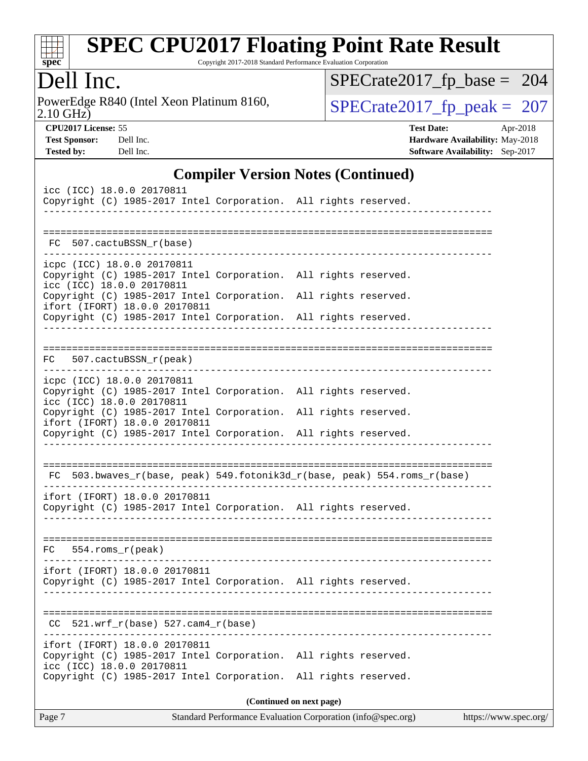## Compiler Version Notes (Continued)

```
icc (ICC) 18.0.0 20170811
Copyright (C) 1985-2017 Intel Corporation.  All rights reserved.
------------------------------------------------------------------------------

==============================================================================
 FC  507.cactuBSSN_r(base)
------------------------------------------------------------------------------
icpc (ICC) 18.0.0 20170811
Copyright (C) 1985-2017 Intel Corporation.  All rights reserved.
icc (ICC) 18.0.0 20170811
Copyright (C) 1985-2017 Intel Corporation.  All rights reserved.
ifort (IFORT) 18.0.0 20170811
Copyright (C) 1985-2017 Intel Corporation.  All rights reserved.
------------------------------------------------------------------------------

==============================================================================
FC   507.cactuBSSN_r(peak)
------------------------------------------------------------------------------
icpc (ICC) 18.0.0 20170811
Copyright (C) 1985-2017 Intel Corporation.  All rights reserved.
icc (ICC) 18.0.0 20170811
Copyright (C) 1985-2017 Intel Corporation.  All rights reserved.
ifort (IFORT) 18.0.0 20170811
Copyright (C) 1985-2017 Intel Corporation.  All rights reserved.
------------------------------------------------------------------------------

==============================================================================
 FC  503.bwaves_r(base, peak) 549.fotonik3d_r(base, peak) 554.roms_r(base)
------------------------------------------------------------------------------
ifort (IFORT) 18.0.0 20170811
Copyright (C) 1985-2017 Intel Corporation.  All rights reserved.
------------------------------------------------------------------------------

==============================================================================
FC   554.roms_r(peak)
------------------------------------------------------------------------------
ifort (IFORT) 18.0.0 20170811
Copyright (C) 1985-2017 Intel Corporation.  All rights reserved.
------------------------------------------------------------------------------

==============================================================================
 CC  521.wrf_r(base) 527.cam4_r(base)
------------------------------------------------------------------------------
ifort (IFORT) 18.0.0 20170811
Copyright (C) 1985-2017 Intel Corporation.  All rights reserved.
icc (ICC) 18.0.0 20170811
Copyright (C) 1985-2017 Intel Corporation.  All rights reserved.
```

(Continued on next page)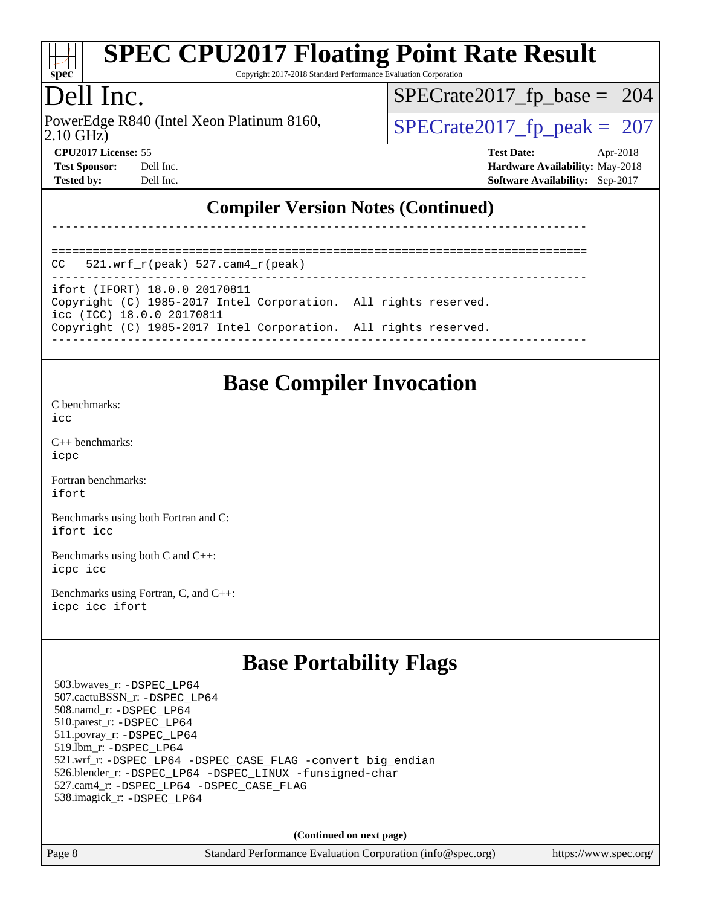# SPEC CPU2017 Floating Point Rate Result

Copyright 2017-2018 Standard Performance Evaluation Corporation

## Dell Inc.

PowerEdge R840 (Intel Xeon Platinum 8160, 2.10 GHz)

SPECrate2017_fp_base = 204

SPECrate2017_fp_peak = 207

**CPU2017 License:** 55
**Test Sponsor:** Dell Inc.
**Tested by:** Dell Inc.

**Test Date:** Apr-2018
**Hardware Availability:** May-2018
**Software Availability:** Sep-2017

## Compiler Version Notes (Continued)

```
------------------------------------------------------------------------------

==============================================================================
CC   521.wrf_r(peak) 527.cam4_r(peak)
------------------------------------------------------------------------------
ifort (IFORT) 18.0.0 20170811
Copyright (C) 1985-2017 Intel Corporation.  All rights reserved.
icc (ICC) 18.0.0 20170811
Copyright (C) 1985-2017 Intel Corporation.  All rights reserved.
------------------------------------------------------------------------------
```

## Base Compiler Invocation

C benchmarks:
`icc`

C++ benchmarks:
`icpc`

Fortran benchmarks:
`ifort`

Benchmarks using both Fortran and C:
`ifort icc`

Benchmarks using both C and C++:
`icpc icc`

Benchmarks using Fortran, C, and C++:
`icpc icc ifort`

## Base Portability Flags

503.bwaves_r: `-DSPEC_LP64`
507.cactuBSSN_r: `-DSPEC_LP64`
508.namd_r: `-DSPEC_LP64`
510.parest_r: `-DSPEC_LP64`
511.povray_r: `-DSPEC_LP64`
519.lbm_r: `-DSPEC_LP64`
521.wrf_r: `-DSPEC_LP64 -DSPEC_CASE_FLAG -convert big_endian`
526.blender_r: `-DSPEC_LP64 -DSPEC_LINUX -funsigned-char`
527.cam4_r: `-DSPEC_LP64 -DSPEC_CASE_FLAG`
538.imagick_r: `-DSPEC_LP64`

**(Continued on next page)**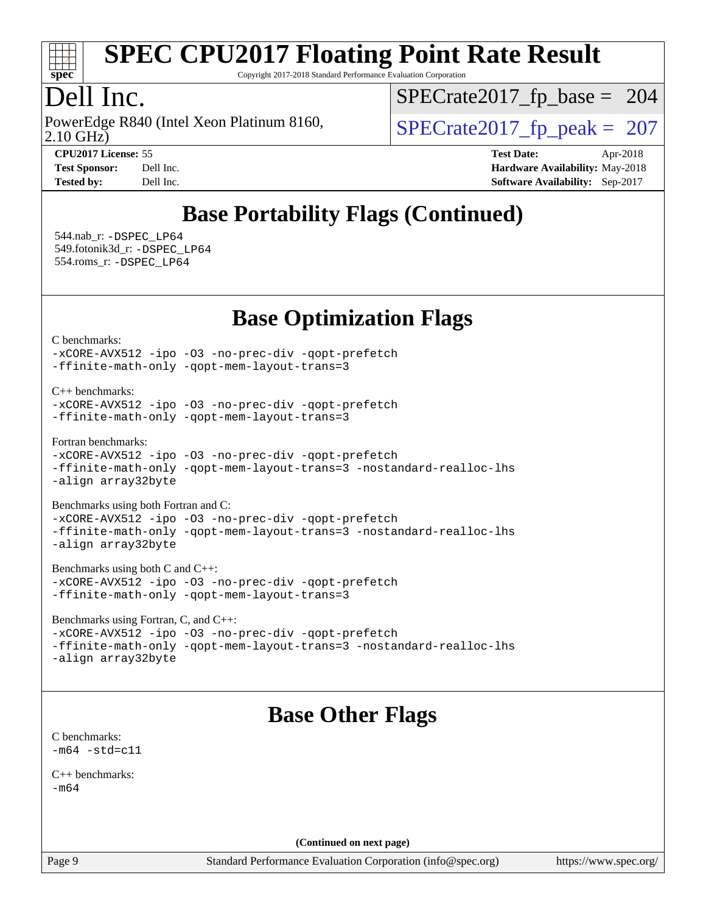## Base Portability Flags (Continued)

544.nab_r: -DSPEC_LP64
549.fotonik3d_r: -DSPEC_LP64
554.roms_r: -DSPEC_LP64

## Base Optimization Flags

C benchmarks:
```
-xCORE-AVX512 -ipo -O3 -no-prec-div -qopt-prefetch
-ffinite-math-only -qopt-mem-layout-trans=3
```

C++ benchmarks:
```
-xCORE-AVX512 -ipo -O3 -no-prec-div -qopt-prefetch
-ffinite-math-only -qopt-mem-layout-trans=3
```

Fortran benchmarks:
```
-xCORE-AVX512 -ipo -O3 -no-prec-div -qopt-prefetch
-ffinite-math-only -qopt-mem-layout-trans=3 -nostandard-realloc-lhs
-align array32byte
```

Benchmarks using both Fortran and C:
```
-xCORE-AVX512 -ipo -O3 -no-prec-div -qopt-prefetch
-ffinite-math-only -qopt-mem-layout-trans=3 -nostandard-realloc-lhs
-align array32byte
```

Benchmarks using both C and C++:
```
-xCORE-AVX512 -ipo -O3 -no-prec-div -qopt-prefetch
-ffinite-math-only -qopt-mem-layout-trans=3
```

Benchmarks using Fortran, C, and C++:
```
-xCORE-AVX512 -ipo -O3 -no-prec-div -qopt-prefetch
-ffinite-math-only -qopt-mem-layout-trans=3 -nostandard-realloc-lhs
-align array32byte
```

## Base Other Flags

C benchmarks:
```
-m64 -std=c11
```

C++ benchmarks:
```
-m64
```

**(Continued on next page)**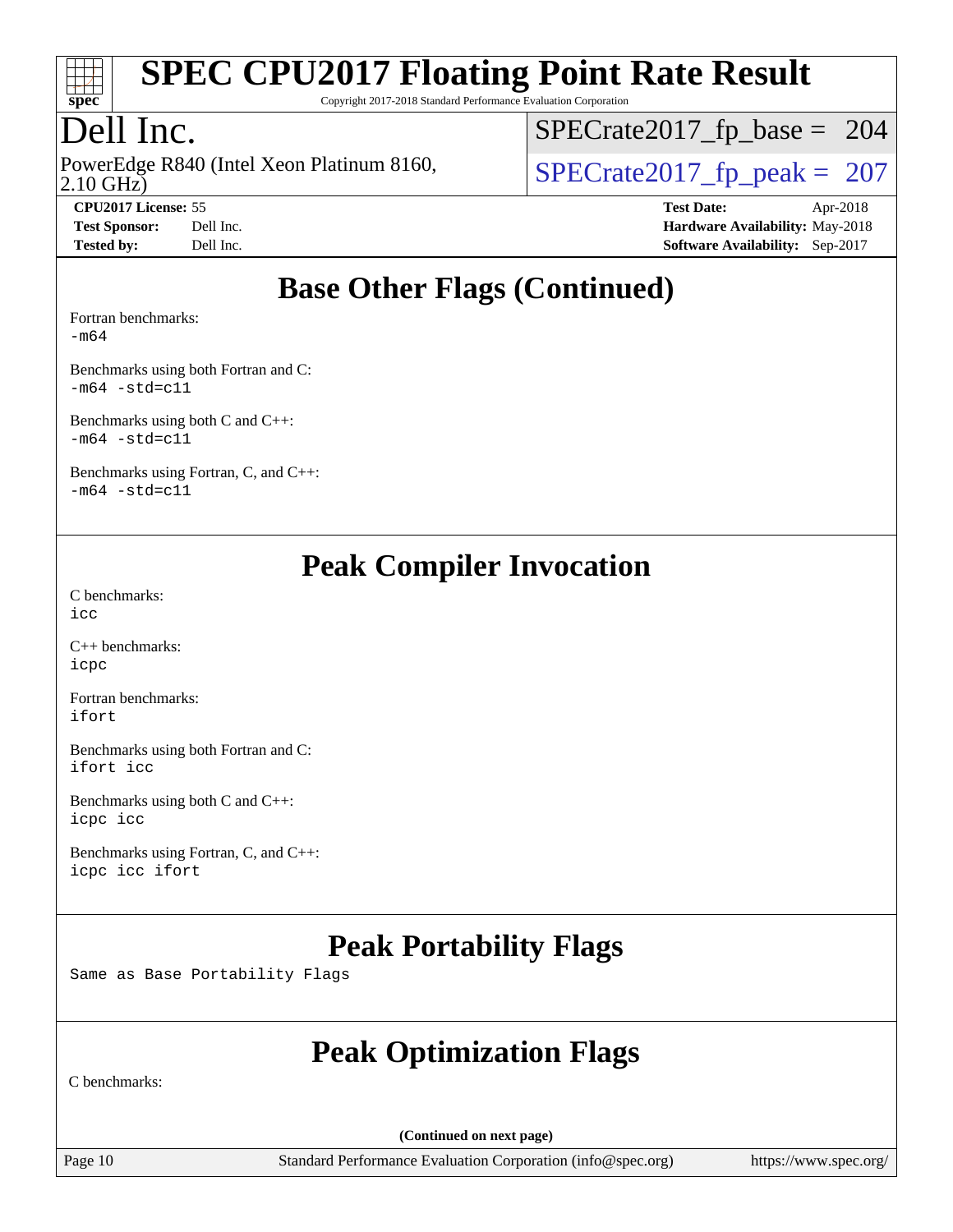## Base Other Flags (Continued)

Fortran benchmarks:
```
-m64
```

Benchmarks using both Fortran and C:
```
-m64 -std=c11
```

Benchmarks using both C and C++:
```
-m64 -std=c11
```

Benchmarks using Fortran, C, and C++:
```
-m64 -std=c11
```

## Peak Compiler Invocation

C benchmarks:
```
icc
```

C++ benchmarks:
```
icpc
```

Fortran benchmarks:
```
ifort
```

Benchmarks using both Fortran and C:
```
ifort icc
```

Benchmarks using both C and C++:
```
icpc icc
```

Benchmarks using Fortran, C, and C++:
```
icpc icc ifort
```

## Peak Portability Flags

Same as Base Portability Flags

## Peak Optimization Flags

C benchmarks:

(Continued on next page)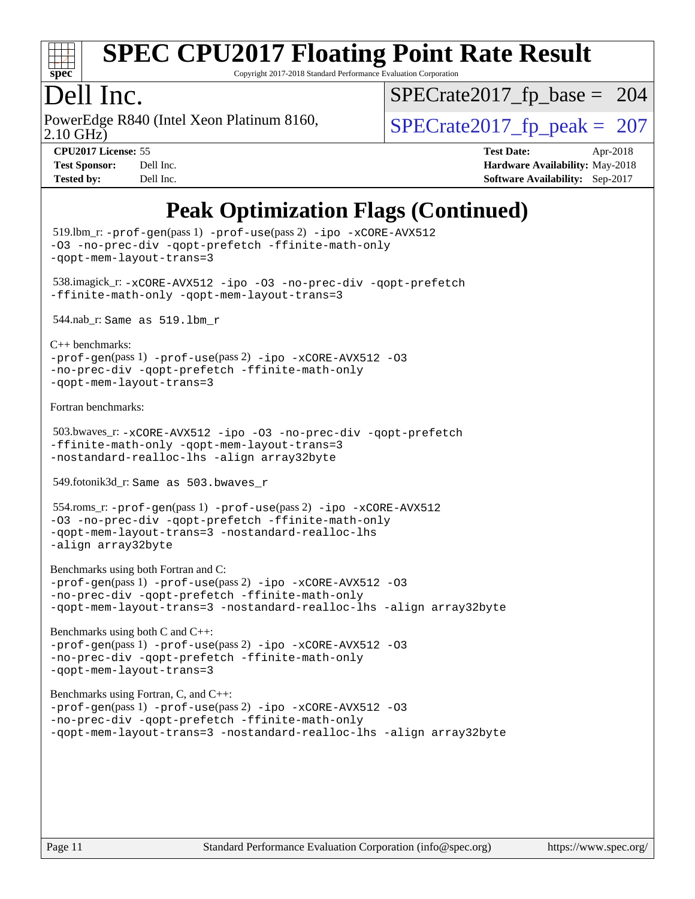# SPEC CPU2017 Floating Point Rate Result

Copyright 2017-2018 Standard Performance Evaluation Corporation

## Dell Inc.

PowerEdge R840 (Intel Xeon Platinum 8160, 2.10 GHz)

SPECrate2017_fp_base = 204

SPECrate2017_fp_peak = 207

**CPU2017 License:** 55
**Test Sponsor:** Dell Inc.
**Tested by:** Dell Inc.
**Test Date:** Apr-2018
**Hardware Availability:** May-2018
**Software Availability:** Sep-2017

## Peak Optimization Flags (Continued)

519.lbm_r: -prof-gen(pass 1) -prof-use(pass 2) -ipo -xCORE-AVX512 -O3 -no-prec-div -qopt-prefetch -ffinite-math-only -qopt-mem-layout-trans=3

538.imagick_r: -xCORE-AVX512 -ipo -O3 -no-prec-div -qopt-prefetch -ffinite-math-only -qopt-mem-layout-trans=3

544.nab_r: Same as 519.lbm_r

C++ benchmarks:
-prof-gen(pass 1) -prof-use(pass 2) -ipo -xCORE-AVX512 -O3 -no-prec-div -qopt-prefetch -ffinite-math-only -qopt-mem-layout-trans=3

Fortran benchmarks:

503.bwaves_r: -xCORE-AVX512 -ipo -O3 -no-prec-div -qopt-prefetch -ffinite-math-only -qopt-mem-layout-trans=3 -nostandard-realloc-lhs -align array32byte

549.fotonik3d_r: Same as 503.bwaves_r

554.roms_r: -prof-gen(pass 1) -prof-use(pass 2) -ipo -xCORE-AVX512 -O3 -no-prec-div -qopt-prefetch -ffinite-math-only -qopt-mem-layout-trans=3 -nostandard-realloc-lhs -align array32byte

Benchmarks using both Fortran and C:
-prof-gen(pass 1) -prof-use(pass 2) -ipo -xCORE-AVX512 -O3 -no-prec-div -qopt-prefetch -ffinite-math-only -qopt-mem-layout-trans=3 -nostandard-realloc-lhs -align array32byte

Benchmarks using both C and C++:
-prof-gen(pass 1) -prof-use(pass 2) -ipo -xCORE-AVX512 -O3 -no-prec-div -qopt-prefetch -ffinite-math-only -qopt-mem-layout-trans=3

Benchmarks using Fortran, C, and C++:
-prof-gen(pass 1) -prof-use(pass 2) -ipo -xCORE-AVX512 -O3 -no-prec-div -qopt-prefetch -ffinite-math-only -qopt-mem-layout-trans=3 -nostandard-realloc-lhs -align array32byte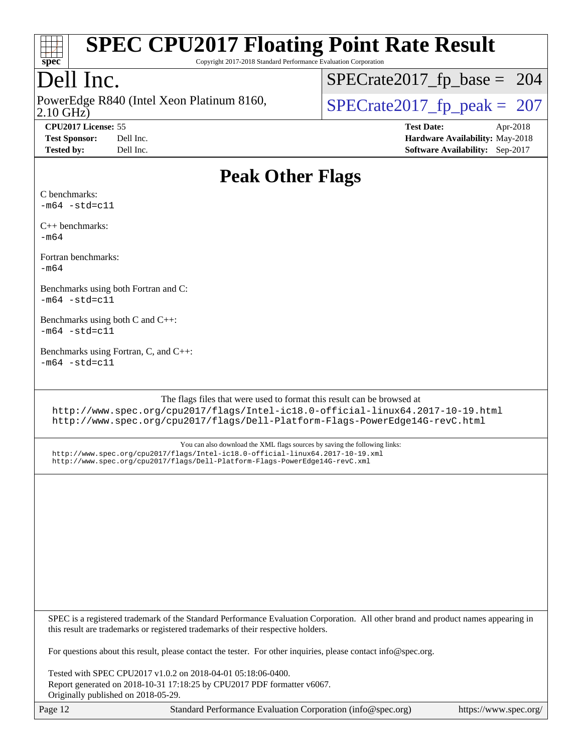# SPEC CPU2017 Floating Point Rate Result

Copyright 2017-2018 Standard Performance Evaluation Corporation

# Dell Inc.

PowerEdge R840 (Intel Xeon Platinum 8160, 2.10 GHz)

SPECrate2017_fp_base = 204

SPECrate2017_fp_peak = 207

**CPU2017 License:** 55
**Test Sponsor:** Dell Inc.
**Tested by:** Dell Inc.

**Test Date:** Apr-2018
**Hardware Availability:** May-2018
**Software Availability:** Sep-2017

## Peak Other Flags

C benchmarks:
-m64 -std=c11

C++ benchmarks:
-m64

Fortran benchmarks:
-m64

Benchmarks using both Fortran and C:
-m64 -std=c11

Benchmarks using both C and C++:
-m64 -std=c11

Benchmarks using Fortran, C, and C++:
-m64 -std=c11

The flags files that were used to format this result can be browsed at
http://www.spec.org/cpu2017/flags/Intel-ic18.0-official-linux64.2017-10-19.html
http://www.spec.org/cpu2017/flags/Dell-Platform-Flags-PowerEdge14G-revC.html

You can also download the XML flags sources by saving the following links:
http://www.spec.org/cpu2017/flags/Intel-ic18.0-official-linux64.2017-10-19.xml
http://www.spec.org/cpu2017/flags/Dell-Platform-Flags-PowerEdge14G-revC.xml

SPEC is a registered trademark of the Standard Performance Evaluation Corporation. All other brand and product names appearing in this result are trademarks or registered trademarks of their respective holders.

For questions about this result, please contact the tester. For other inquiries, please contact info@spec.org.

Tested with SPEC CPU2017 v1.0.2 on 2018-04-01 05:18:06-0400.
Report generated on 2018-10-31 17:18:25 by CPU2017 PDF formatter v6067.
Originally published on 2018-05-29.